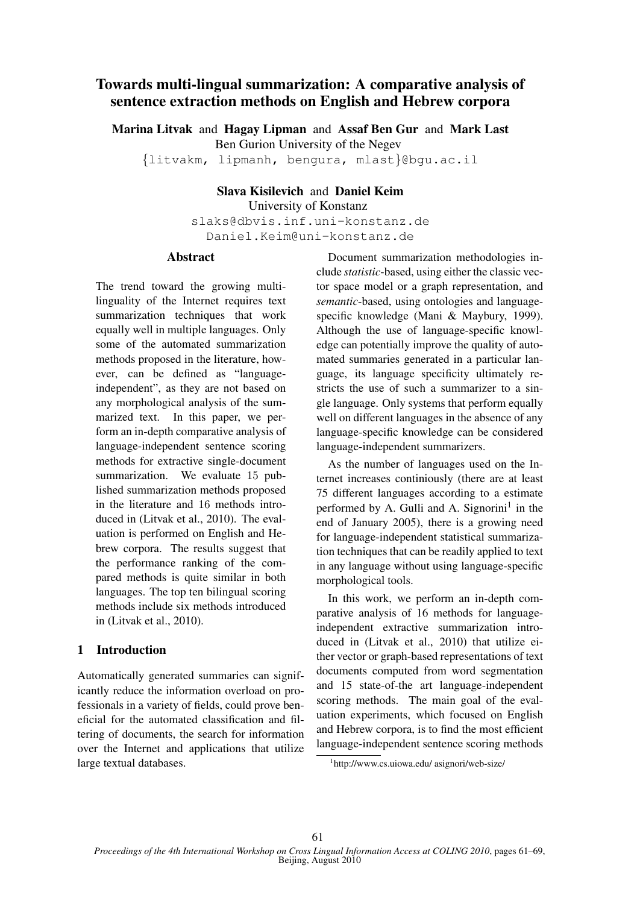# Towards multi-lingual summarization: A comparative analysis of sentence extraction methods on English and Hebrew corpora

**Marina Litvak** and **Hagay Lipman** and **Assaf Ben Gur** and **Mark Last**
Ben Gurion University of the Negev
{litvakm, lipmanh, bengura, mlast}@bgu.ac.il

**Slava Kisilevich** and **Daniel Keim**
University of Konstanz
slaks@dbvis.inf.uni-konstanz.de
Daniel.Keim@uni-konstanz.de

## Abstract

The trend toward the growing multi-linguality of the Internet requires text summarization techniques that work equally well in multiple languages. Only some of the automated summarization methods proposed in the literature, however, can be defined as "language-independent", as they are not based on any morphological analysis of the summarized text. In this paper, we perform an in-depth comparative analysis of language-independent sentence scoring methods for extractive single-document summarization. We evaluate 15 published summarization methods proposed in the literature and 16 methods introduced in (Litvak et al., 2010). The evaluation is performed on English and Hebrew corpora. The results suggest that the performance ranking of the compared methods is quite similar in both languages. The top ten bilingual scoring methods include six methods introduced in (Litvak et al., 2010).

## 1 Introduction

Automatically generated summaries can significantly reduce the information overload on professionals in a variety of fields, could prove beneficial for the automated classification and filtering of documents, the search for information over the Internet and applications that utilize large textual databases.

Document summarization methodologies include *statistic*-based, using either the classic vector space model or a graph representation, and *semantic*-based, using ontologies and language-specific knowledge (Mani & Maybury, 1999). Although the use of language-specific knowledge can potentially improve the quality of automated summaries generated in a particular language, its language specificity ultimately restricts the use of such a summarizer to a single language. Only systems that perform equally well on different languages in the absence of any language-specific knowledge can be considered language-independent summarizers.

As the number of languages used on the Internet increases continiously (there are at least 75 different languages according to a estimate performed by A. Gulli and A. Signorini[1] in the end of January 2005), there is a growing need for language-independent statistical summarization techniques that can be readily applied to text in any language without using language-specific morphological tools.

In this work, we perform an in-depth comparative analysis of 16 methods for language-independent extractive summarization introduced in (Litvak et al., 2010) that utilize either vector or graph-based representations of text documents computed from word segmentation and 15 state-of-the art language-independent scoring methods. The main goal of the evaluation experiments, which focused on English and Hebrew corpora, is to find the most efficient language-independent sentence scoring methods

[1] http://www.cs.uiowa.edu/ asignori/web-size/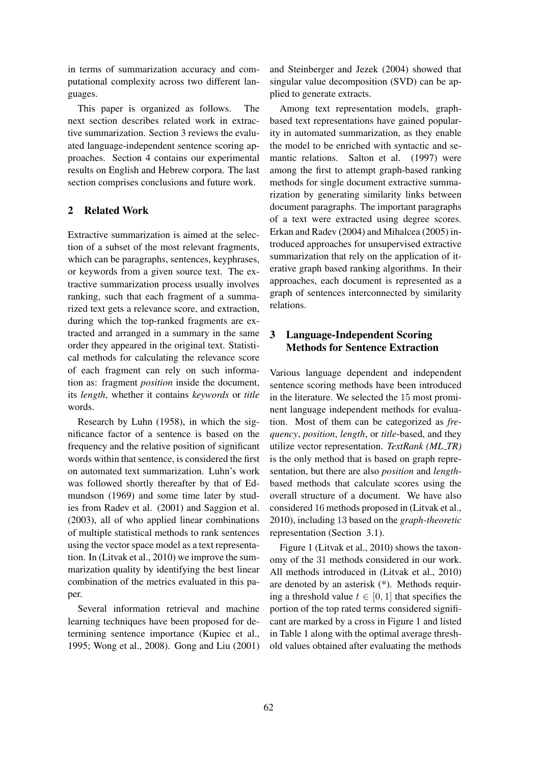in terms of summarization accuracy and computational complexity across two different languages.

This paper is organized as follows. The next section describes related work in extractive summarization. Section 3 reviews the evaluated language-independent sentence scoring approaches. Section 4 contains our experimental results on English and Hebrew corpora. The last section comprises conclusions and future work.

## 2 Related Work

Extractive summarization is aimed at the selection of a subset of the most relevant fragments, which can be paragraphs, sentences, keyphrases, or keywords from a given source text. The extractive summarization process usually involves ranking, such that each fragment of a summarized text gets a relevance score, and extraction, during which the top-ranked fragments are extracted and arranged in a summary in the same order they appeared in the original text. Statistical methods for calculating the relevance score of each fragment can rely on such information as: fragment *position* inside the document, its *length*, whether it contains *keywords* or *title* words.

Research by Luhn (1958), in which the significance factor of a sentence is based on the frequency and the relative position of significant words within that sentence, is considered the first on automated text summarization. Luhn's work was followed shortly thereafter by that of Edmundson (1969) and some time later by studies from Radev et al. (2001) and Saggion et al. (2003), all of who applied linear combinations of multiple statistical methods to rank sentences using the vector space model as a text representation. In (Litvak et al., 2010) we improve the summarization quality by identifying the best linear combination of the metrics evaluated in this paper.

Several information retrieval and machine learning techniques have been proposed for determining sentence importance (Kupiec et al., 1995; Wong et al., 2008). Gong and Liu (2001) and Steinberger and Jezek (2004) showed that singular value decomposition (SVD) can be applied to generate extracts.

Among text representation models, graph-based text representations have gained popularity in automated summarization, as they enable the model to be enriched with syntactic and semantic relations. Salton et al. (1997) were among the first to attempt graph-based ranking methods for single document extractive summarization by generating similarity links between document paragraphs. The important paragraphs of a text were extracted using degree scores. Erkan and Radev (2004) and Mihalcea (2005) introduced approaches for unsupervised extractive summarization that rely on the application of iterative graph based ranking algorithms. In their approaches, each document is represented as a graph of sentences interconnected by similarity relations.

## 3 Language-Independent Scoring Methods for Sentence Extraction

Various language dependent and independent sentence scoring methods have been introduced in the literature. We selected the 15 most prominent language independent methods for evaluation. Most of them can be categorized as *frequency*, *position*, *length*, or *title*-based, and they utilize vector representation. *TextRank (ML_TR)* is the only method that is based on graph representation, but there are also *position* and *length*-based methods that calculate scores using the overall structure of a document. We have also considered 16 methods proposed in (Litvak et al., 2010), including 13 based on the *graph-theoretic* representation (Section 3.1).

Figure 1 (Litvak et al., 2010) shows the taxonomy of the 31 methods considered in our work. All methods introduced in (Litvak et al., 2010) are denoted by an asterisk (*). Methods requiring a threshold value $t \in [0, 1]$ that specifies the portion of the top rated terms considered significant are marked by a cross in Figure 1 and listed in Table 1 along with the optimal average threshold values obtained after evaluating the methods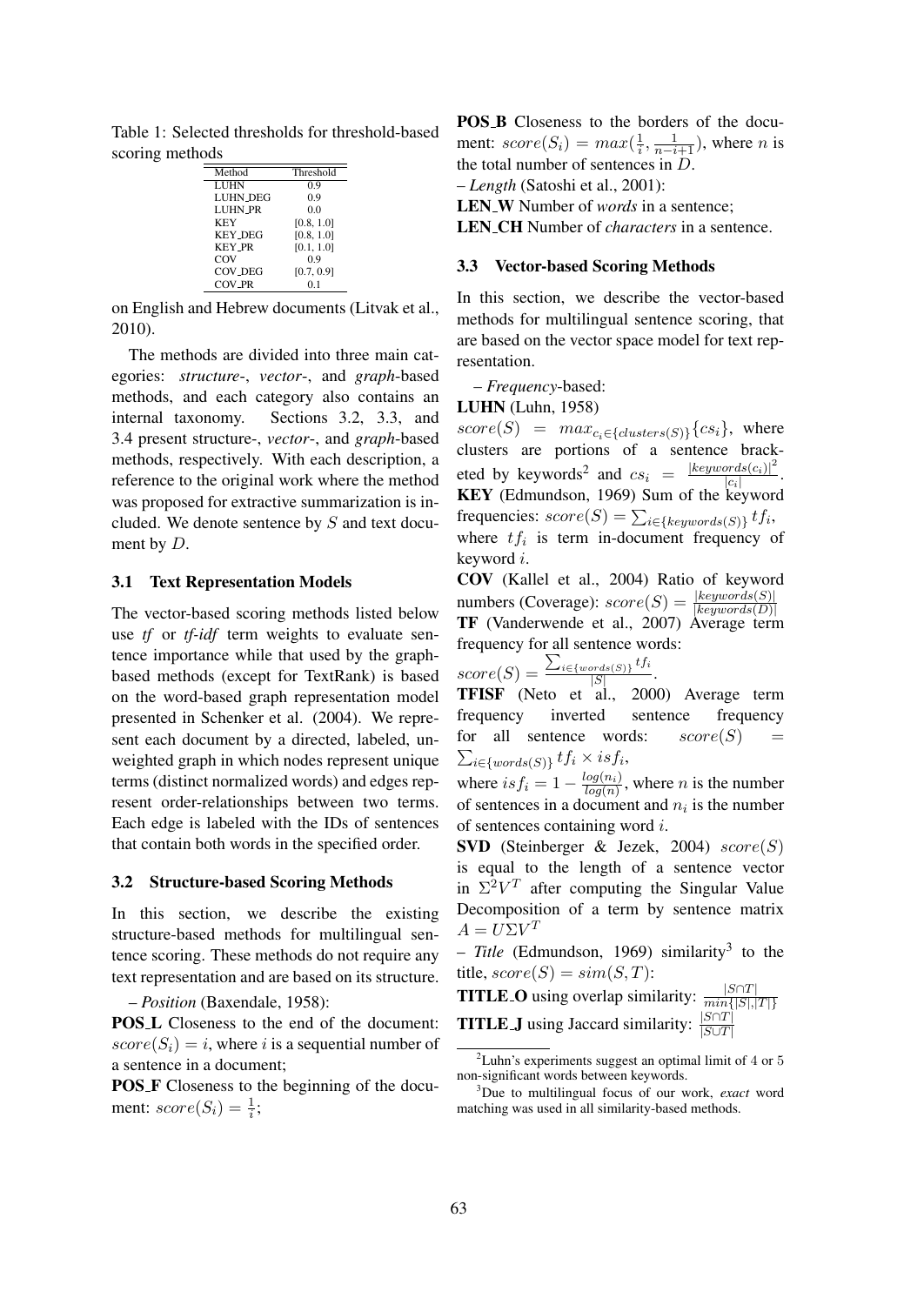Table 1: Selected thresholds for threshold-based scoring methods

| Method | Threshold |
|---|---|
| LUHN | 0.9 |
| LUHN_DEG | 0.9 |
| LUHN_PR | 0.0 |
| KEY | [0.8, 1.0] |
| KEY_DEG | [0.8, 1.0] |
| KEY_PR | [0.1, 1.0] |
| COV | 0.9 |
| COV_DEG | [0.7, 0.9] |
| COV_PR | 0.1 |

on English and Hebrew documents (Litvak et al., 2010).

The methods are divided into three main categories: *structure*-, *vector*-, and *graph*-based methods, and each category also contains an internal taxonomy. Sections 3.2, 3.3, and 3.4 present structure-, *vector*-, and *graph*-based methods, respectively. With each description, a reference to the original work where the method was proposed for extractive summarization is included. We denote sentence by $S$ and text document by $D$.

### 3.1 Text Representation Models

The vector-based scoring methods listed below use *tf* or *tf-idf* term weights to evaluate sentence importance while that used by the graph-based methods (except for TextRank) is based on the word-based graph representation model presented in Schenker et al. (2004). We represent each document by a directed, labeled, unweighted graph in which nodes represent unique terms (distinct normalized words) and edges represent order-relationships between two terms. Each edge is labeled with the IDs of sentences that contain both words in the specified order.

### 3.2 Structure-based Scoring Methods

In this section, we describe the existing structure-based methods for multilingual sentence scoring. These methods do not require any text representation and are based on its structure.

– *Position* (Baxendale, 1958):

**POS_L** Closeness to the end of the document: $score(S_i) = i$, where $i$ is a sequential number of a sentence in a document;

**POS_F** Closeness to the beginning of the document: $score(S_i) = \frac{1}{i}$;

**POS_B** Closeness to the borders of the document: $score(S_i) = max(\frac{1}{i}, \frac{1}{n-i+1})$, where $n$ is the total number of sentences in $D$.

– *Length* (Satoshi et al., 2001):

**LEN_W** Number of *words* in a sentence;

**LEN_CH** Number of *characters* in a sentence.

### 3.3 Vector-based Scoring Methods

In this section, we describe the vector-based methods for multilingual sentence scoring, that are based on the vector space model for text representation.

– *Frequency*-based:

**LUHN** (Luhn, 1958) $score(S) = max_{c_i \in \{clusters(S)\}}\{cs_i\}$, where clusters are portions of a sentence bracketed by keywords[2] and $cs_i = \frac{|keywords(c_i)|^2}{|c_i|}$.

**KEY** (Edmundson, 1969) Sum of the keyword frequencies: $score(S) = \sum_{i \in \{keywords(S)\}} tf_i$, where $tf_i$ is term in-document frequency of keyword $i$.

**COV** (Kallel et al., 2004) Ratio of keyword numbers (Coverage): $score(S) = \frac{|keywords(S)|}{|keywords(D)|}$

**TF** (Vanderwende et al., 2007) Average term frequency for all sentence words: $score(S) = \frac{\sum_{i \in \{words(S)\}} tf_i}{|S|}$.

**TFISF** (Neto et al., 2000) Average term frequency inverted sentence frequency for all sentence words: $score(S) = \sum_{i \in \{words(S)\}} tf_i \times isf_i$, where $isf_i = 1 - \frac{log(n_i)}{log(n)}$, where $n$ is the number of sentences in a document and $n_i$ is the number of sentences containing word $i$.

**SVD** (Steinberger & Jezek, 2004) $score(S)$ is equal to the length of a sentence vector in $\Sigma^2 V^T$ after computing the Singular Value Decomposition of a term by sentence matrix $A = U\Sigma V^T$

– *Title* (Edmundson, 1969) similarity[3] to the title, $score(S) = sim(S, T)$:

**TITLE_O** using overlap similarity: $\frac{|S \cap T|}{min\{|S|,|T|\}}$

**TITLE_J** using Jaccard similarity: $\frac{|S \cap T|}{|S \cup T|}$

---

[2] Luhn's experiments suggest an optimal limit of 4 or 5 non-significant words between keywords.

[3] Due to multilingual focus of our work, *exact* word matching was used in all similarity-based methods.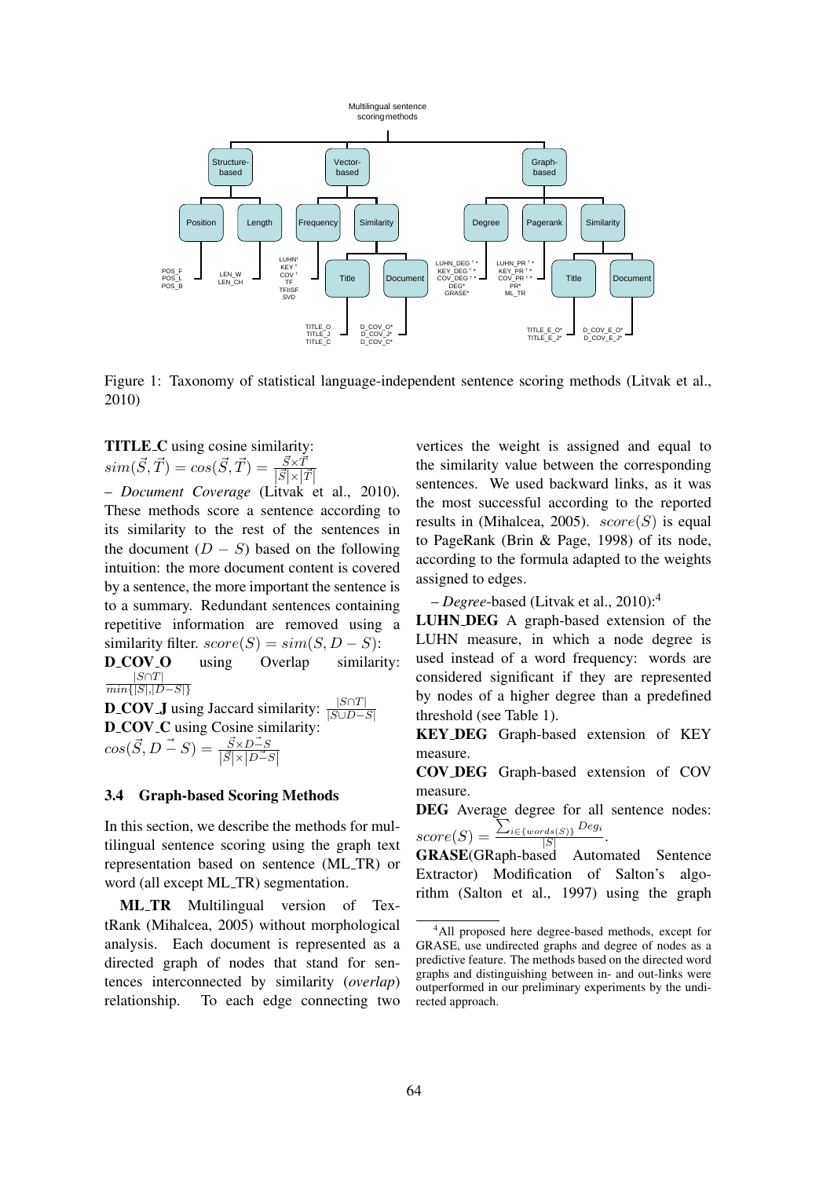Figure 1: Taxonomy of statistical language-independent sentence scoring methods (Litvak et al., 2010)

**TITLE_C** using cosine similarity:
$sim(\vec{S}, \vec{T}) = cos(\vec{S}, \vec{T}) = \frac{\vec{S} \times \vec{T}}{|\vec{S}| \times |\vec{T}|}$

– *Document Coverage* (Litvak et al., 2010). These methods score a sentence according to its similarity to the rest of the sentences in the document $(D - S)$ based on the following intuition: the more document content is covered by a sentence, the more important the sentence is to a summary. Redundant sentences containing repetitive information are removed using a similarity filter. $score(S) = sim(S, D - S)$:

**D_COV_O** using Overlap similarity: $\frac{|S \cap T|}{min\{|S|, |D - S|\}}$

**D_COV_J** using Jaccard similarity: $\frac{|S \cap T|}{|S \cup D - S|}$

**D_COV_C** using Cosine similarity:
$cos(\vec{S}, \vec{D - S}) = \frac{\vec{S} \times \vec{D - S}}{|\vec{S}| \times |\vec{D - S}|}$

### 3.4 Graph-based Scoring Methods

In this section, we describe the methods for multilingual sentence scoring using the graph text representation based on sentence (ML_TR) or word (all except ML_TR) segmentation.

**ML_TR** Multilingual version of TextRank (Mihalcea, 2005) without morphological analysis. Each document is represented as a directed graph of nodes that stand for sentences interconnected by similarity (*overlap*) relationship. To each edge connecting two vertices the weight is assigned and equal to the similarity value between the corresponding sentences. We used backward links, as it was the most successful according to the reported results in (Mihalcea, 2005). $score(S)$ is equal to PageRank (Brin & Page, 1998) of its node, according to the formula adapted to the weights assigned to edges.

– *Degree*-based (Litvak et al., 2010):[4]

**LUHN_DEG** A graph-based extension of the LUHN measure, in which a node degree is used instead of a word frequency: words are considered significant if they are represented by nodes of a higher degree than a predefined threshold (see Table 1).

**KEY_DEG** Graph-based extension of KEY measure.

**COV_DEG** Graph-based extension of COV measure.

**DEG** Average degree for all sentence nodes: $score(S) = \frac{\sum_{i \in \{words(S)\}} Deg_i}{|S|}$.

**GRASE**(GRaph-based Automated Sentence Extractor) Modification of Salton's algorithm (Salton et al., 1997) using the graph

[4] All proposed here degree-based methods, except for GRASE, use undirected graphs and degree of nodes as a predictive feature. The methods based on the directed word graphs and distinguishing between in- and out-links were outperformed in our preliminary experiments by the undirected approach.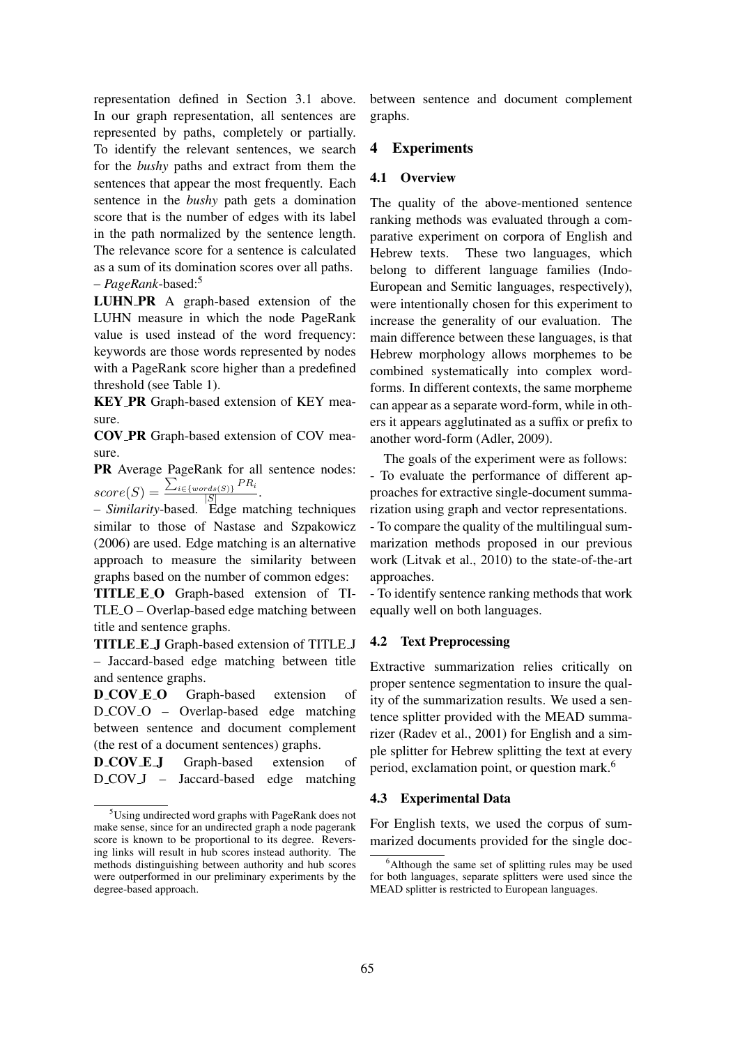representation defined in Section 3.1 above. In our graph representation, all sentences are represented by paths, completely or partially. To identify the relevant sentences, we search for the *bushy* paths and extract from them the sentences that appear the most frequently. Each sentence in the *bushy* path gets a domination score that is the number of edges with its label in the path normalized by the sentence length. The relevance score for a sentence is calculated as a sum of its domination scores over all paths.

– *PageRank*-based:[5]

**LUHN_PR** A graph-based extension of the LUHN measure in which the node PageRank value is used instead of the word frequency: keywords are those words represented by nodes with a PageRank score higher than a predefined threshold (see Table 1).

**KEY_PR** Graph-based extension of KEY measure.

**COV_PR** Graph-based extension of COV measure.

**PR** Average PageRank for all sentence nodes: $score(S) = \frac{\sum_{i \in \{words(S)\}} PR_i}{|S|}$.

– *Similarity*-based. Edge matching techniques similar to those of Nastase and Szpakowicz (2006) are used. Edge matching is an alternative approach to measure the similarity between graphs based on the number of common edges:

**TITLE_E_O** Graph-based extension of TITLE_O – Overlap-based edge matching between title and sentence graphs.

**TITLE_E_J** Graph-based extension of TITLE_J – Jaccard-based edge matching between title and sentence graphs.

**D_COV_E_O** Graph-based extension of D_COV_O – Overlap-based edge matching between sentence and document complement (the rest of a document sentences) graphs.

**D_COV_E_J** Graph-based extension of D_COV_J – Jaccard-based edge matching between sentence and document complement graphs.

[5] Using undirected word graphs with PageRank does not make sense, since for an undirected graph a node pagerank score is known to be proportional to its degree. Reversing links will result in hub scores instead authority. The methods distinguishing between authority and hub scores were outperformed in our preliminary experiments by the degree-based approach.

## 4 Experiments

### 4.1 Overview

The quality of the above-mentioned sentence ranking methods was evaluated through a comparative experiment on corpora of English and Hebrew texts. These two languages, which belong to different language families (Indo-European and Semitic languages, respectively), were intentionally chosen for this experiment to increase the generality of our evaluation. The main difference between these languages, is that Hebrew morphology allows morphemes to be combined systematically into complex word-forms. In different contexts, the same morpheme can appear as a separate word-form, while in others it appears agglutinated as a suffix or prefix to another word-form (Adler, 2009).

The goals of the experiment were as follows:

- To evaluate the performance of different approaches for extractive single-document summarization using graph and vector representations.
- To compare the quality of the multilingual summarization methods proposed in our previous work (Litvak et al., 2010) to the state-of-the-art approaches.
- To identify sentence ranking methods that work equally well on both languages.

### 4.2 Text Preprocessing

Extractive summarization relies critically on proper sentence segmentation to insure the quality of the summarization results. We used a sentence splitter provided with the MEAD summarizer (Radev et al., 2001) for English and a simple splitter for Hebrew splitting the text at every period, exclamation point, or question mark.[6]

### 4.3 Experimental Data

For English texts, we used the corpus of summarized documents provided for the single doc-

[6] Although the same set of splitting rules may be used for both languages, separate splitters were used since the MEAD splitter is restricted to European languages.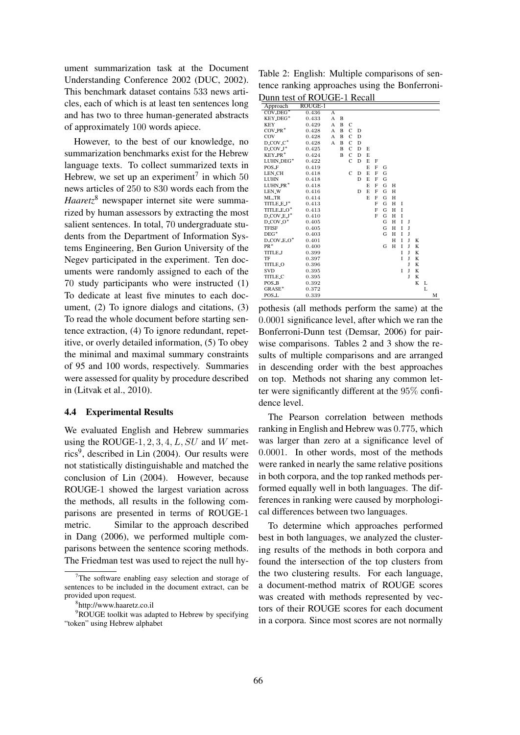ument summarization task at the Document Understanding Conference 2002 (DUC, 2002). This benchmark dataset contains 533 news articles, each of which is at least ten sentences long and has two to three human-generated abstracts of approximately 100 words apiece.

However, to the best of our knowledge, no summarization benchmarks exist for the Hebrew language texts. To collect summarized texts in Hebrew, we set up an experiment[7] in which 50 news articles of 250 to 830 words each from the *Haaretz*[8] newspaper internet site were summarized by human assessors by extracting the most salient sentences. In total, 70 undergraduate students from the Department of Information Systems Engineering, Ben Gurion University of the Negev participated in the experiment. Ten documents were randomly assigned to each of the 70 study participants who were instructed (1) To dedicate at least five minutes to each document, (2) To ignore dialogs and citations, (3) To read the whole document before starting sentence extraction, (4) To ignore redundant, repetitive, or overly detailed information, (5) To obey the minimal and maximal summary constraints of 95 and 100 words, respectively. Summaries were assessed for quality by procedure described in (Litvak et al., 2010).

### 4.4 Experimental Results

We evaluated English and Hebrew summaries using the ROUGE-1, 2, 3, 4, $L$, $SU$ and $W$ metrics[9], described in Lin (2004). Our results were not statistically distinguishable and matched the conclusion of Lin (2004). However, because ROUGE-1 showed the largest variation across the methods, all results in the following comparisons are presented in terms of ROUGE-1 metric. Similar to the approach described in Dang (2006), we performed multiple comparisons between the sentence scoring methods. The Friedman test was used to reject the null hypothesis (all methods perform the same) at the 0.0001 significance level, after which we ran the Bonferroni-Dunn test (Demsar, 2006) for pairwise comparisons. Tables 2 and 3 show the results of multiple comparisons and are arranged in descending order with the best approaches on top. Methods not sharing any common letter were significantly different at the 95% confidence level.

Table 2: English: Multiple comparisons of sentence ranking approaches using the Bonferroni-Dunn test of ROUGE-1 Recall

| Approach | ROUGE-1 | | | | | | | | | | | | | |
|---|---|---|---|---|---|---|---|---|---|---|---|---|---|---|
| COV_DEG* | 0.436 | A | | | | | | | | | | | | |
| KEY_DEG* | 0.433 | A | B | | | | | | | | | | | |
| KEY | 0.429 | A | B | C | | | | | | | | | | |
| COV_PR* | 0.428 | A | B | C | D | | | | | | | | | |
| COV | 0.428 | A | B | C | D | | | | | | | | | |
| D_COV_C* | 0.428 | A | B | C | D | | | | | | | | | |
| D_COV_J* | 0.425 | | B | C | D | E | | | | | | | | |
| KEY_PR* | 0.424 | | B | C | D | E | | | | | | | | |
| LUHN_DEG* | 0.422 | | | C | D | E | F | | | | | | | |
| POS_F | 0.419 | | | | | E | F | G | | | | | | |
| LEN_CH | 0.418 | | | C | D | E | F | G | | | | | | |
| LUHN | 0.418 | | | | D | E | F | G | | | | | | |
| LUHN_PR* | 0.418 | | | | | E | F | G | H | | | | | |
| LEN_W | 0.416 | | | | D | E | F | G | H | | | | | |
| ML_TR | 0.414 | | | | | E | F | G | H | | | | | |
| TITLE_E_J* | 0.413 | | | | | | F | G | H | I | | | | |
| TITLE_E_O* | 0.413 | | | | | | F | G | H | I | | | | |
| D_COV_E_J* | 0.410 | | | | | | F | G | H | I | | | | |
| D_COV_O* | 0.405 | | | | | | | G | H | I | J | | | |
| TFISF | 0.405 | | | | | | | G | H | I | J | | | |
| DEG* | 0.403 | | | | | | | G | H | I | J | | | |
| D_COV_E_O* | 0.401 | | | | | | | | H | I | J | K | | |
| PR* | 0.400 | | | | | | | G | H | I | J | K | | |
| TITLE_J | 0.399 | | | | | | | | | I | J | K | | |
| TF | 0.397 | | | | | | | | | I | J | K | | |
| TITLE_O | 0.396 | | | | | | | | | | J | K | | |
| SVD | 0.395 | | | | | | | | | I | J | K | | |
| TITLE_C | 0.395 | | | | | | | | | | J | K | | |
| POS_B | 0.392 | | | | | | | | | | | K | L | |
| GRASE* | 0.372 | | | | | | | | | | | | L | |
| POS_L | 0.339 | | | | | | | | | | | | | M |

The Pearson correlation between methods ranking in English and Hebrew was 0.775, which was larger than zero at a significance level of 0.0001. In other words, most of the methods were ranked in nearly the same relative positions in both corpora, and the top ranked methods performed equally well in both languages. The differences in ranking were caused by morphological differences between two languages.

To determine which approaches performed best in both languages, we analyzed the clustering results of the methods in both corpora and found the intersection of the top clusters from the two clustering results. For each language, a document-method matrix of ROUGE scores was created with methods represented by vectors of their ROUGE scores for each document in a corpora. Since most scores are not normally

[7] The software enabling easy selection and storage of sentences to be included in the document extract, can be provided upon request.

[8] http://www.haaretz.co.il

[9] ROUGE toolkit was adapted to Hebrew by specifying "token" using Hebrew alphabet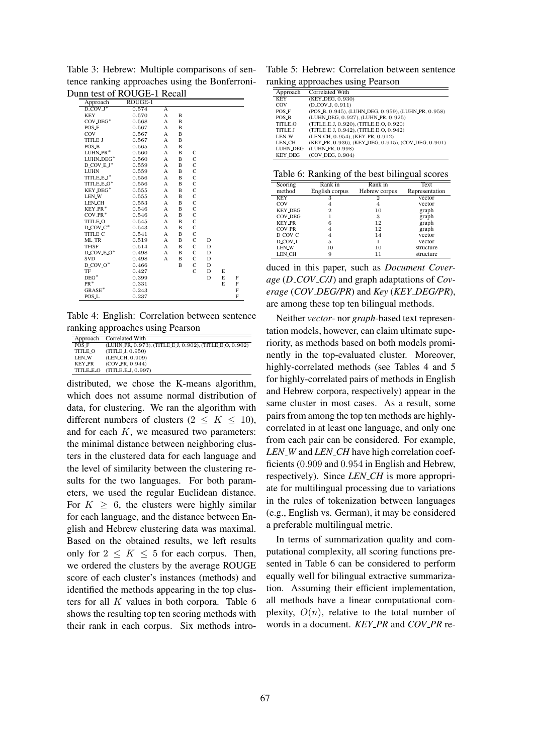Table 3: Hebrew: Multiple comparisons of sentence ranking approaches using the Bonferroni-Dunn test of ROUGE-1 Recall

| Approach | ROUGE-1 | | | | | | |
|---|---|---|---|---|---|---|---|
| D_COV_J* | 0.574 | A | | | | | |
| KEY | 0.570 | A | B | | | | |
| COV_DEG* | 0.568 | A | B | | | | |
| POS_F | 0.567 | A | B | | | | |
| COV | 0.567 | A | B | | | | |
| TITLE_J | 0.567 | A | B | | | | |
| POS_B | 0.565 | A | B | | | | |
| LUHN_PR* | 0.560 | A | B | C | | | |
| LUHN_DEG* | 0.560 | A | B | C | | | |
| D_COV_E_J* | 0.559 | A | B | C | | | |
| LUHN | 0.559 | A | B | C | | | |
| TITLE_E_J* | 0.556 | A | B | C | | | |
| TITLE_E_O* | 0.556 | A | B | C | | | |
| KEY_DEG* | 0.555 | A | B | C | | | |
| LEN_W | 0.555 | A | B | C | | | |
| LEN_CH | 0.553 | A | B | C | | | |
| KEY_PR* | 0.546 | A | B | C | | | |
| COV_PR* | 0.546 | A | B | C | | | |
| TITLE_O | 0.545 | A | B | C | | | |
| D_COV_C* | 0.543 | A | B | C | | | |
| TITLE_C | 0.541 | A | B | C | | | |
| ML_TR | 0.519 | A | B | C | D | | |
| TFISF | 0.514 | A | B | C | D | | |
| D_COV_E_O* | 0.498 | A | B | C | D | | |
| SVD | 0.498 | A | B | C | D | | |
| D_COV_O* | 0.466 | | B | C | D | | |
| TF | 0.427 | | | C | D | E | |
| DEG* | 0.399 | | | | D | E | F |
| PR* | 0.331 | | | | | E | F |
| GRASE* | 0.243 | | | | | | F |
| POS_L | 0.237 | | | | | | F |

Table 4: English: Correlation between sentence ranking approaches using Pearson

| Approach | Correlated With |
|---|---|
| POS_F | (LUHN_PR, 0.973), (TITLE_E_J, 0.902), (TITLE_E_O, 0.902) |
| TITLE_O | (TITLE_J, 0.950) |
| LEN_W | (LEN_CH, 0.909) |
| KEY_PR | (COV_PR, 0.944) |
| TITLE_E_O | (TITLE_E_J, 0.997) |

distributed, we chose the K-means algorithm, which does not assume normal distribution of data, for clustering. We ran the algorithm with different numbers of clusters ($2 \leq K \leq 10$), and for each $K$, we measured two parameters: the minimal distance between neighboring clusters in the clustered data for each language and the level of similarity between the clustering results for the two languages. For both parameters, we used the regular Euclidean distance. For $K \geq 6$, the clusters were highly similar for each language, and the distance between English and Hebrew clustering data was maximal. Based on the obtained results, we left results only for $2 \leq K \leq 5$ for each corpus. Then, we ordered the clusters by the average ROUGE score of each cluster's instances (methods) and identified the methods appearing in the top clusters for all $K$ values in both corpora. Table 6 shows the resulting top ten scoring methods with their rank in each corpus. Six methods introduced in this paper, such as *Document Coverage* (*D_COV_C/J*) and graph adaptations of *Coverage* (*COV_DEG/PR*) and *Key* (*KEY_DEG/PR*), are among these top ten bilingual methods.

Table 5: Hebrew: Correlation between sentence ranking approaches using Pearson

| Approach | Correlated With |
|---|---|
| KEY | (KEY_DEG, 0.930) |
| COV | (D_COV_J, 0.911) |
| POS_F | (POS_B, 0.945), (LUHN_DEG, 0.959), (LUHN_PR, 0.958) |
| POS_B | (LUHN_DEG, 0.927), (LUHN_PR, 0.925) |
| TITLE_O | (TITLE_E_J, 0.920), (TITLE_E_O, 0.920) |
| TITLE_J | (TITLE_E_J, 0.942), (TITLE_E_O, 0.942) |
| LEN_W | (LEN_CH, 0.954), (KEY_PR, 0.912) |
| LEN_CH | (KEY_PR, 0.936), (KEY_DEG, 0.915), (COV_DEG, 0.901) |
| LUHN_DEG | (LUHN_PR, 0.998) |
| KEY_DEG | (COV_DEG, 0.904) |

Table 6: Ranking of the best bilingual scores

| Scoring method | Rank in English corpus | Rank in Hebrew corpus | Text Representation |
|---|---|---|---|
| KEY | 3 | 2 | vector |
| COV | 4 | 4 | vector |
| KEY_DEG | 2 | 10 | graph |
| COV_DEG | 1 | 3 | graph |
| KEY_PR | 6 | 12 | graph |
| COV_PR | 4 | 12 | graph |
| D_COV_C | 4 | 14 | vector |
| D_COV_J | 5 | 1 | vector |
| LEN_W | 10 | 10 | structure |
| LEN_CH | 9 | 11 | structure |

Neither *vector*- nor *graph*-based text representation models, however, can claim ultimate superiority, as methods based on both models prominently in the top-evaluated cluster. Moreover, highly-correlated methods (see Tables 4 and 5 for highly-correlated pairs of methods in English and Hebrew corpora, respectively) appear in the same cluster in most cases. As a result, some pairs from among the top ten methods are highly-correlated in at least one language, and only one from each pair can be considered. For example, *LEN_W* and *LEN_CH* have high correlation coefficients (0.909 and 0.954 in English and Hebrew, respectively). Since *LEN_CH* is more appropriate for multilingual processing due to variations in the rules of tokenization between languages (e.g., English vs. German), it may be considered a preferable multilingual metric.

In terms of summarization quality and computational complexity, all scoring functions presented in Table 6 can be considered to perform equally well for bilingual extractive summarization. Assuming their efficient implementation, all methods have a linear computational complexity, $O(n)$, relative to the total number of words in a document. *KEY_PR* and *COV_PR* re-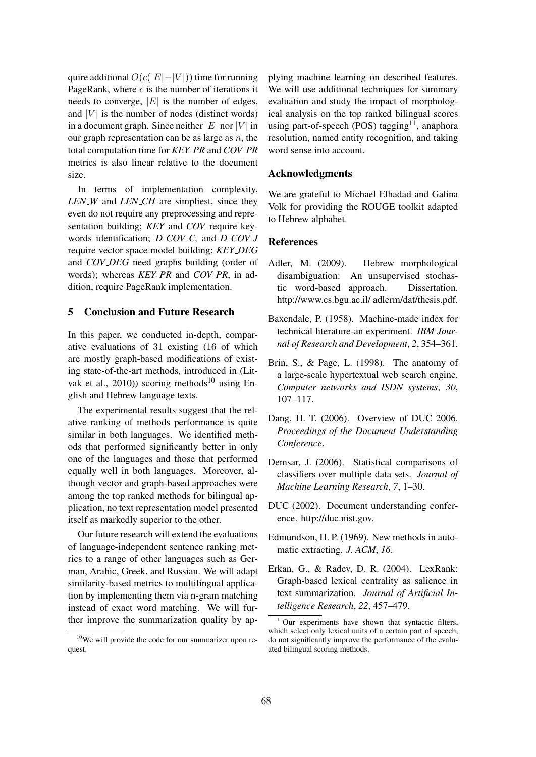quire additional $O(c(|E|+|V|))$ time for running PageRank, where $c$ is the number of iterations it needs to converge, $|E|$ is the number of edges, and $|V|$ is the number of nodes (distinct words) in a document graph. Since neither $|E|$ nor $|V|$ in our graph representation can be as large as $n$, the total computation time for *KEY_PR* and *COV_PR* metrics is also linear relative to the document size.

In terms of implementation complexity, *LEN_W* and *LEN_CH* are simpliest, since they even do not require any preprocessing and representation building; *KEY* and *COV* require keywords identification; *D_COV_C,* and *D_COV_J* require vector space model building; *KEY_DEG* and *COV_DEG* need graphs building (order of words); whereas *KEY_PR* and *COV_PR*, in addition, require PageRank implementation.

## 5 Conclusion and Future Research

In this paper, we conducted in-depth, comparative evaluations of 31 existing (16 of which are mostly graph-based modifications of existing state-of-the-art methods, introduced in (Litvak et al., 2010)) scoring methods[10] using English and Hebrew language texts.

The experimental results suggest that the relative ranking of methods performance is quite similar in both languages. We identified methods that performed significantly better in only one of the languages and those that performed equally well in both languages. Moreover, although vector and graph-based approaches were among the top ranked methods for bilingual application, no text representation model presented itself as markedly superior to the other.

Our future research will extend the evaluations of language-independent sentence ranking metrics to a range of other languages such as German, Arabic, Greek, and Russian. We will adapt similarity-based metrics to multilingual application by implementing them via n-gram matching instead of exact word matching. We will further improve the summarization quality by applying machine learning on described features. We will use additional techniques for summary evaluation and study the impact of morphological analysis on the top ranked bilingual scores using part-of-speech (POS) tagging[11], anaphora resolution, named entity recognition, and taking word sense into account.

[10] We will provide the code for our summarizer upon request.

[11] Our experiments have shown that syntactic filters, which select only lexical units of a certain part of speech, do not significantly improve the performance of the evaluated bilingual scoring methods.

## Acknowledgments

We are grateful to Michael Elhadad and Galina Volk for providing the ROUGE toolkit adapted to Hebrew alphabet.

## References

Adler, M. (2009). Hebrew morphological disambiguation: An unsupervised stochastic word-based approach. Dissertation. http://www.cs.bgu.ac.il/ adlerm/dat/thesis.pdf.

Baxendale, P. (1958). Machine-made index for technical literature-an experiment. *IBM Journal of Research and Development*, *2*, 354–361.

Brin, S., & Page, L. (1998). The anatomy of a large-scale hypertextual web search engine. *Computer networks and ISDN systems*, *30*, 107–117.

Dang, H. T. (2006). Overview of DUC 2006. *Proceedings of the Document Understanding Conference*.

Demsar, J. (2006). Statistical comparisons of classifiers over multiple data sets. *Journal of Machine Learning Research*, *7*, 1–30.

DUC (2002). Document understanding conference. http://duc.nist.gov.

Edmundson, H. P. (1969). New methods in automatic extracting. *J. ACM*, *16*.

Erkan, G., & Radev, D. R. (2004). LexRank: Graph-based lexical centrality as salience in text summarization. *Journal of Artificial Intelligence Research*, *22*, 457–479.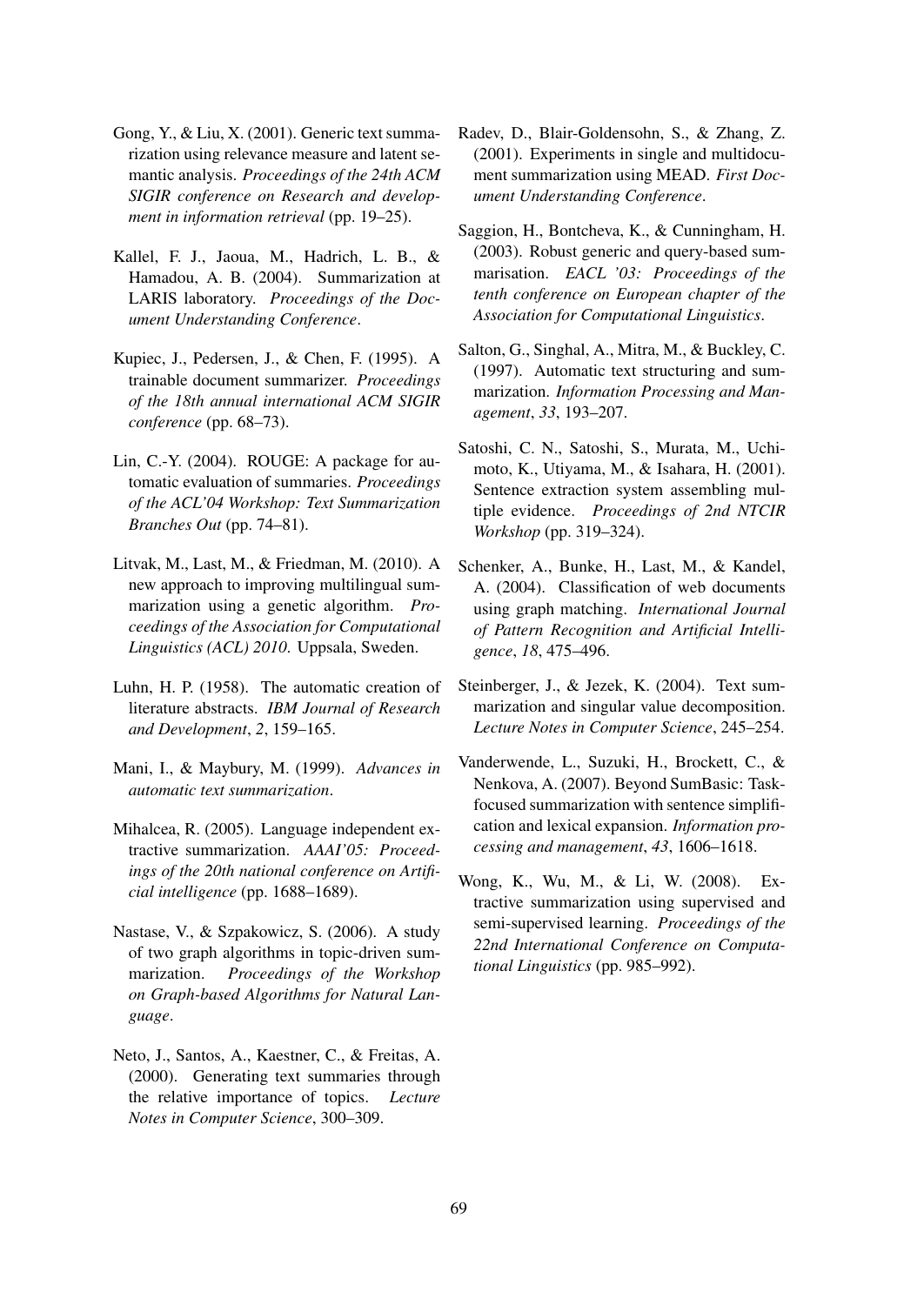Gong, Y., & Liu, X. (2001). Generic text summarization using relevance measure and latent semantic analysis. *Proceedings of the 24th ACM SIGIR conference on Research and development in information retrieval* (pp. 19–25).

Kallel, F. J., Jaoua, M., Hadrich, L. B., & Hamadou, A. B. (2004). Summarization at LARIS laboratory. *Proceedings of the Document Understanding Conference*.

Kupiec, J., Pedersen, J., & Chen, F. (1995). A trainable document summarizer. *Proceedings of the 18th annual international ACM SIGIR conference* (pp. 68–73).

Lin, C.-Y. (2004). ROUGE: A package for automatic evaluation of summaries. *Proceedings of the ACL'04 Workshop: Text Summarization Branches Out* (pp. 74–81).

Litvak, M., Last, M., & Friedman, M. (2010). A new approach to improving multilingual summarization using a genetic algorithm. *Proceedings of the Association for Computational Linguistics (ACL) 2010*. Uppsala, Sweden.

Luhn, H. P. (1958). The automatic creation of literature abstracts. *IBM Journal of Research and Development*, *2*, 159–165.

Mani, I., & Maybury, M. (1999). *Advances in automatic text summarization*.

Mihalcea, R. (2005). Language independent extractive summarization. *AAAI'05: Proceedings of the 20th national conference on Artificial intelligence* (pp. 1688–1689).

Nastase, V., & Szpakowicz, S. (2006). A study of two graph algorithms in topic-driven summarization. *Proceedings of the Workshop on Graph-based Algorithms for Natural Language*.

Neto, J., Santos, A., Kaestner, C., & Freitas, A. (2000). Generating text summaries through the relative importance of topics. *Lecture Notes in Computer Science*, 300–309.

Radev, D., Blair-Goldensohn, S., & Zhang, Z. (2001). Experiments in single and multidocument summarization using MEAD. *First Document Understanding Conference*.

Saggion, H., Bontcheva, K., & Cunningham, H. (2003). Robust generic and query-based summarisation. *EACL '03: Proceedings of the tenth conference on European chapter of the Association for Computational Linguistics*.

Salton, G., Singhal, A., Mitra, M., & Buckley, C. (1997). Automatic text structuring and summarization. *Information Processing and Management*, *33*, 193–207.

Satoshi, C. N., Satoshi, S., Murata, M., Uchimoto, K., Utiyama, M., & Isahara, H. (2001). Sentence extraction system assembling multiple evidence. *Proceedings of 2nd NTCIR Workshop* (pp. 319–324).

Schenker, A., Bunke, H., Last, M., & Kandel, A. (2004). Classification of web documents using graph matching. *International Journal of Pattern Recognition and Artificial Intelligence*, *18*, 475–496.

Steinberger, J., & Jezek, K. (2004). Text summarization and singular value decomposition. *Lecture Notes in Computer Science*, 245–254.

Vanderwende, L., Suzuki, H., Brockett, C., & Nenkova, A. (2007). Beyond SumBasic: Task-focused summarization with sentence simplification and lexical expansion. *Information processing and management*, *43*, 1606–1618.

Wong, K., Wu, M., & Li, W. (2008). Extractive summarization using supervised and semi-supervised learning. *Proceedings of the 22nd International Conference on Computational Linguistics* (pp. 985–992).